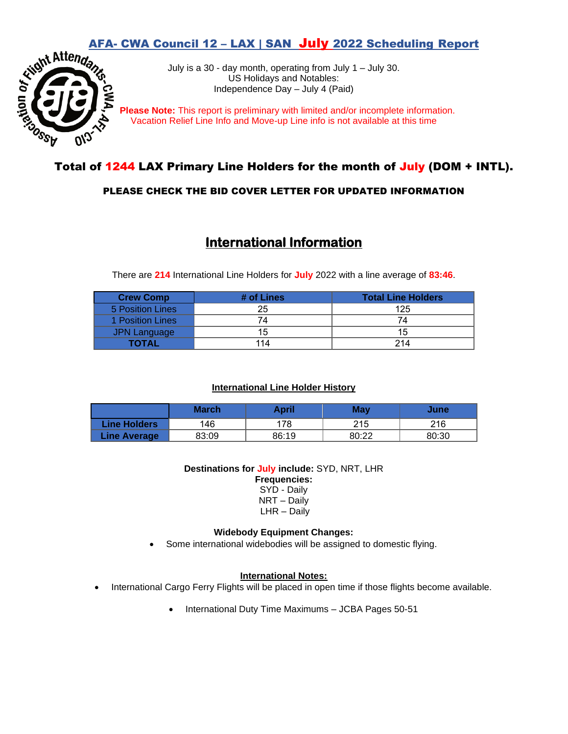# AFA- CWA Council 12 – LAX | SAN July 2022 Scheduling Report

July is a 30 - day month, operating from July 1 – July 30.
US Holidays and Notables:
Independence Day – July 4 (Paid)

**Please Note:** This report is preliminary with limited and/or incomplete information. Vacation Relief Line Info and Move-up Line info is not available at this time

## Total of 1244 LAX Primary Line Holders for the month of July (DOM + INTL).

**PLEASE CHECK THE BID COVER LETTER FOR UPDATED INFORMATION**

## International Information

There are **214** International Line Holders for **July** 2022 with a line average of **83:46**.

| Crew Comp | # of Lines | Total Line Holders |
|---|---|---|
| 5 Position Lines | 25 | 125 |
| 1 Position Lines | 74 | 74 |
| JPN Language | 15 | 15 |
| **TOTAL** | 114 | 214 |

**International Line Holder History**

| | March | April | May | June |
|---|---|---|---|---|
| **Line Holders** | 146 | 178 | 215 | 216 |
| **Line Average** | 83:09 | 86:19 | 80:22 | 80:30 |

**Destinations for July include:** SYD, NRT, LHR
**Frequencies:**
SYD - Daily
NRT – Daily
LHR – Daily

**Widebody Equipment Changes:**

- Some international widebodies will be assigned to domestic flying.

**International Notes:**

- International Cargo Ferry Flights will be placed in open time if those flights become available.
- International Duty Time Maximums – JCBA Pages 50-51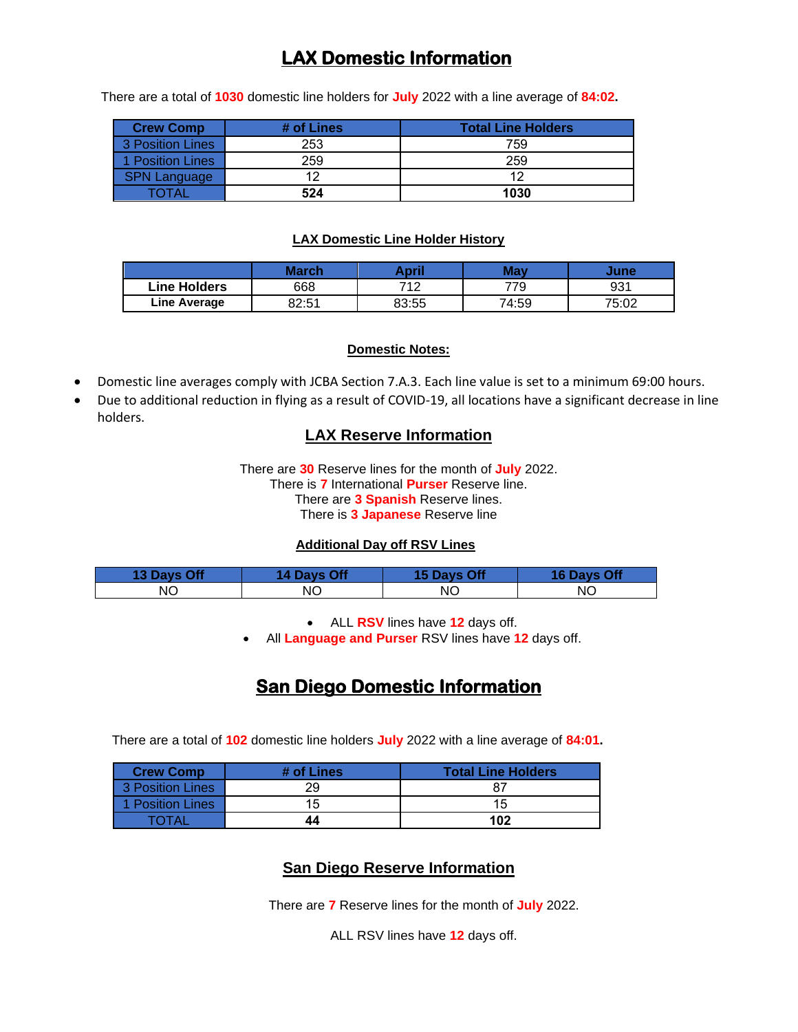# LAX Domestic Information

There are a total of **1030** domestic line holders for **July** 2022 with a line average of **84:02.**

| Crew Comp | # of Lines | Total Line Holders |
|---|---|---|
| 3 Position Lines | 253 | 759 |
| 1 Position Lines | 259 | 259 |
| SPN Language | 12 | 12 |
| TOTAL | **524** | **1030** |

### LAX Domestic Line Holder History

| | March | April | May | June |
|---|---|---|---|---|
| **Line Holders** | 668 | 712 | 779 | 931 |
| **Line Average** | 82:51 | 83:55 | 74:59 | 75:02 |

### Domestic Notes:

- Domestic line averages comply with JCBA Section 7.A.3. Each line value is set to a minimum 69:00 hours.
- Due to additional reduction in flying as a result of COVID-19, all locations have a significant decrease in line holders.

## LAX Reserve Information

There are **30** Reserve lines for the month of **July** 2022.
There is **7** International **Purser** Reserve line.
There are **3 Spanish** Reserve lines.
There is **3 Japanese** Reserve line

### Additional Day off RSV Lines

| 13 Days Off | 14 Days Off | 15 Days Off | 16 Days Off |
|---|---|---|---|
| NO | NO | NO | NO |

- ALL **RSV** lines have **12** days off.
- All **Language and Purser** RSV lines have **12** days off.

# San Diego Domestic Information

There are a total of **102** domestic line holders **July** 2022 with a line average of **84:01.**

| Crew Comp | # of Lines | Total Line Holders |
|---|---|---|
| 3 Position Lines | 29 | 87 |
| 1 Position Lines | 15 | 15 |
| TOTAL | **44** | **102** |

## San Diego Reserve Information

There are **7** Reserve lines for the month of **July** 2022.

ALL RSV lines have **12** days off.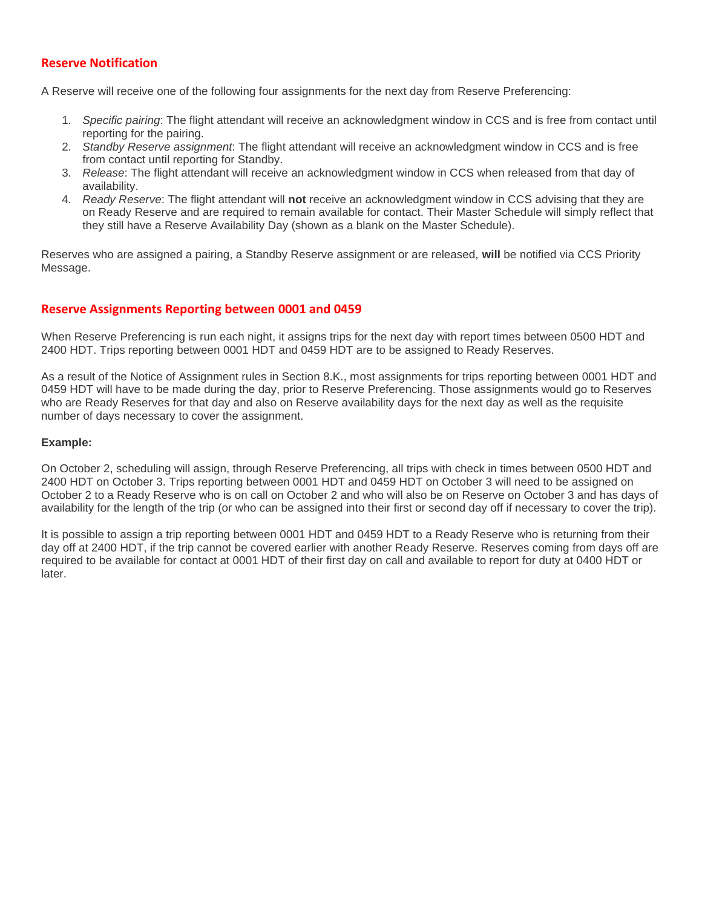## Reserve Notification

A Reserve will receive one of the following four assignments for the next day from Reserve Preferencing:

1. *Specific pairing*: The flight attendant will receive an acknowledgment window in CCS and is free from contact until reporting for the pairing.
2. *Standby Reserve assignment*: The flight attendant will receive an acknowledgment window in CCS and is free from contact until reporting for Standby.
3. *Release*: The flight attendant will receive an acknowledgment window in CCS when released from that day of availability.
4. *Ready Reserve*: The flight attendant will **not** receive an acknowledgment window in CCS advising that they are on Ready Reserve and are required to remain available for contact. Their Master Schedule will simply reflect that they still have a Reserve Availability Day (shown as a blank on the Master Schedule).

Reserves who are assigned a pairing, a Standby Reserve assignment or are released, **will** be notified via CCS Priority Message.

## Reserve Assignments Reporting between 0001 and 0459

When Reserve Preferencing is run each night, it assigns trips for the next day with report times between 0500 HDT and 2400 HDT. Trips reporting between 0001 HDT and 0459 HDT are to be assigned to Ready Reserves.

As a result of the Notice of Assignment rules in Section 8.K., most assignments for trips reporting between 0001 HDT and 0459 HDT will have to be made during the day, prior to Reserve Preferencing. Those assignments would go to Reserves who are Ready Reserves for that day and also on Reserve availability days for the next day as well as the requisite number of days necessary to cover the assignment.

**Example:**

On October 2, scheduling will assign, through Reserve Preferencing, all trips with check in times between 0500 HDT and 2400 HDT on October 3. Trips reporting between 0001 HDT and 0459 HDT on October 3 will need to be assigned on October 2 to a Ready Reserve who is on call on October 2 and who will also be on Reserve on October 3 and has days of availability for the length of the trip (or who can be assigned into their first or second day off if necessary to cover the trip).

It is possible to assign a trip reporting between 0001 HDT and 0459 HDT to a Ready Reserve who is returning from their day off at 2400 HDT, if the trip cannot be covered earlier with another Ready Reserve. Reserves coming from days off are required to be available for contact at 0001 HDT of their first day on call and available to report for duty at 0400 HDT or later.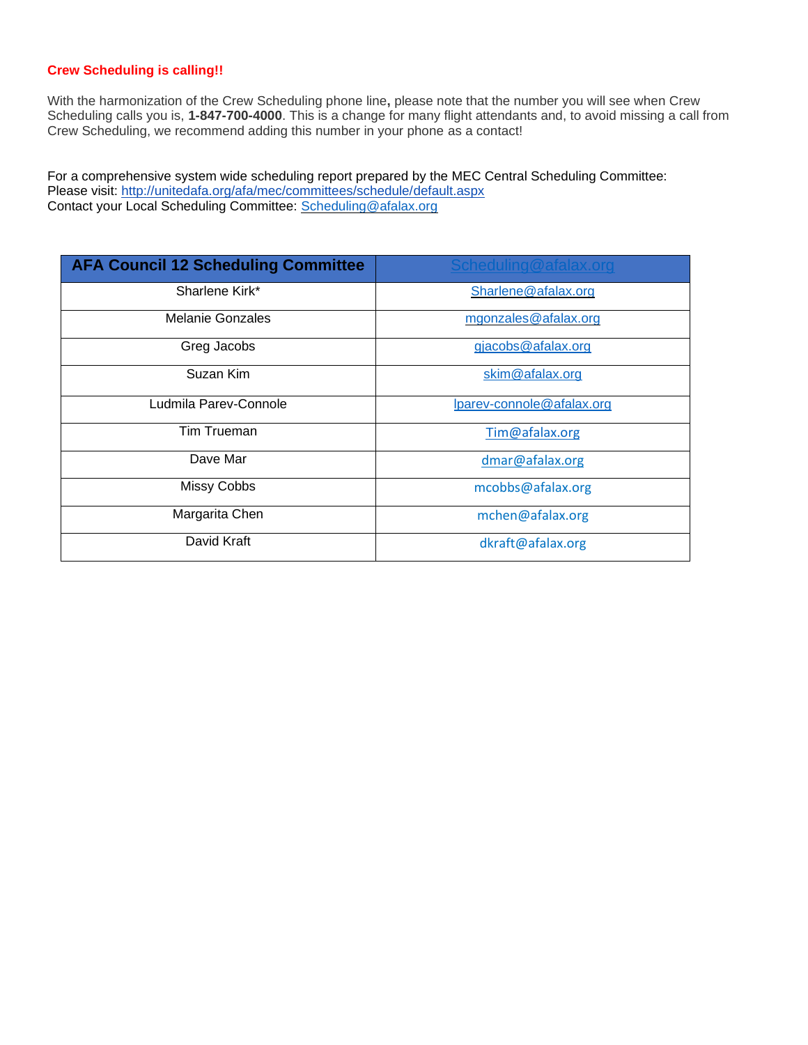**Crew Scheduling is calling!!**

With the harmonization of the Crew Scheduling phone line**,** please note that the number you will see when Crew Scheduling calls you is, **1-847-700-4000**. This is a change for many flight attendants and, to avoid missing a call from Crew Scheduling, we recommend adding this number in your phone as a contact!

For a comprehensive system wide scheduling report prepared by the MEC Central Scheduling Committee:
Please visit: http://unitedafa.org/afa/mec/committees/schedule/default.aspx
Contact your Local Scheduling Committee: Scheduling@afalax.org

| **AFA Council 12 Scheduling Committee** | Scheduling@afalax.org |
|---|---|
| Sharlene Kirk* | Sharlene@afalax.org |
| Melanie Gonzales | mgonzales@afalax.org |
| Greg Jacobs | gjacobs@afalax.org |
| Suzan Kim | skim@afalax.org |
| Ludmila Parev-Connole | lparev-connole@afalax.org |
| Tim Trueman | Tim@afalax.org |
| Dave Mar | dmar@afalax.org |
| Missy Cobbs | mcobbs@afalax.org |
| Margarita Chen | mchen@afalax.org |
| David Kraft | dkraft@afalax.org |